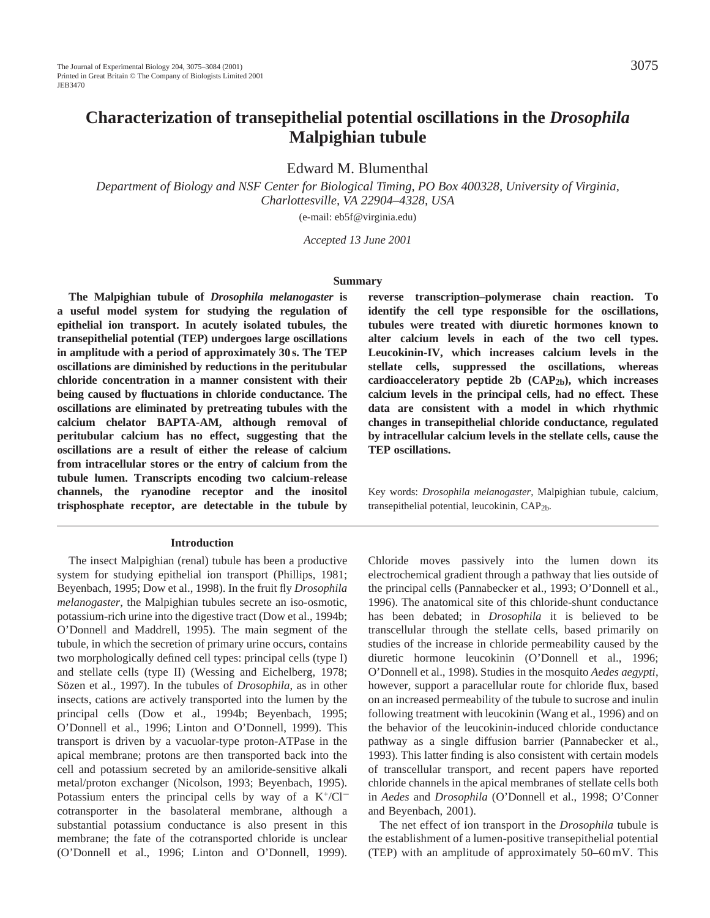# Characterization of transepithelial potential oscillations in the *Drosophila* Malpighian tubule

Edward M. Blumenthal

*Department of Biology and NSF Center for Biological Timing, PO Box 400328, University of Virginia, Charlottesville, VA 22904–4328, USA*

(e-mail: eb5f@virginia.edu)

*Accepted 13 June 2001*

## Summary

**The Malpighian tubule of *Drosophila melanogaster* is a useful model system for studying the regulation of epithelial ion transport. In acutely isolated tubules, the transepithelial potential (TEP) undergoes large oscillations in amplitude with a period of approximately 30 s. The TEP oscillations are diminished by reductions in the peritubular chloride concentration in a manner consistent with their being caused by fluctuations in chloride conductance. The oscillations are eliminated by pretreating tubules with the calcium chelator BAPTA-AM, although removal of peritubular calcium has no effect, suggesting that the oscillations are a result of either the release of calcium from intracellular stores or the entry of calcium from the tubule lumen. Transcripts encoding two calcium-release channels, the ryanodine receptor and the inositol trisphosphate receptor, are detectable in the tubule by reverse transcription–polymerase chain reaction. To identify the cell type responsible for the oscillations, tubules were treated with diuretic hormones known to alter calcium levels in each of the two cell types. Leucokinin-IV, which increases calcium levels in the stellate cells, suppressed the oscillations, whereas cardioacceleratory peptide 2b ($CAP_{2b}$), which increases calcium levels in the principal cells, had no effect. These data are consistent with a model in which rhythmic changes in transepithelial chloride conductance, regulated by intracellular calcium levels in the stellate cells, cause the TEP oscillations.**

Key words: *Drosophila melanogaster*, Malpighian tubule, calcium, transepithelial potential, leucokinin, $CAP_{2b}$.

## Introduction

The insect Malpighian (renal) tubule has been a productive system for studying epithelial ion transport (Phillips, 1981; Beyenbach, 1995; Dow et al., 1998). In the fruit fly *Drosophila melanogaster*, the Malpighian tubules secrete an iso-osmotic, potassium-rich urine into the digestive tract (Dow et al., 1994b; O'Donnell and Maddrell, 1995). The main segment of the tubule, in which the secretion of primary urine occurs, contains two morphologically defined cell types: principal cells (type I) and stellate cells (type II) (Wessing and Eichelberg, 1978; Sözen et al., 1997). In the tubules of *Drosophila*, as in other insects, cations are actively transported into the lumen by the principal cells (Dow et al., 1994b; Beyenbach, 1995; O'Donnell et al., 1996; Linton and O'Donnell, 1999). This transport is driven by a vacuolar-type proton-ATPase in the apical membrane; protons are then transported back into the cell and potassium secreted by an amiloride-sensitive alkali metal/proton exchanger (Nicolson, 1993; Beyenbach, 1995). Potassium enters the principal cells by way of a $K^+/Cl^-$ cotransporter in the basolateral membrane, although a substantial potassium conductance is also present in this membrane; the fate of the cotransported chloride is unclear (O'Donnell et al., 1996; Linton and O'Donnell, 1999). Chloride moves passively into the lumen down its electrochemical gradient through a pathway that lies outside of the principal cells (Pannabecker et al., 1993; O'Donnell et al., 1996). The anatomical site of this chloride-shunt conductance has been debated; in *Drosophila* it is believed to be transcellular through the stellate cells, based primarily on studies of the increase in chloride permeability caused by the diuretic hormone leucokinin (O'Donnell et al., 1996; O'Donnell et al., 1998). Studies in the mosquito *Aedes aegypti*, however, support a paracellular route for chloride flux, based on an increased permeability of the tubule to sucrose and inulin following treatment with leucokinin (Wang et al., 1996) and on the behavior of the leucokinin-induced chloride conductance pathway as a single diffusion barrier (Pannabecker et al., 1993). This latter finding is also consistent with certain models of transcellular transport, and recent papers have reported chloride channels in the apical membranes of stellate cells both in *Aedes* and *Drosophila* (O'Donnell et al., 1998; O'Conner and Beyenbach, 2001).

The net effect of ion transport in the *Drosophila* tubule is the establishment of a lumen-positive transepithelial potential (TEP) with an amplitude of approximately 50–60 mV. This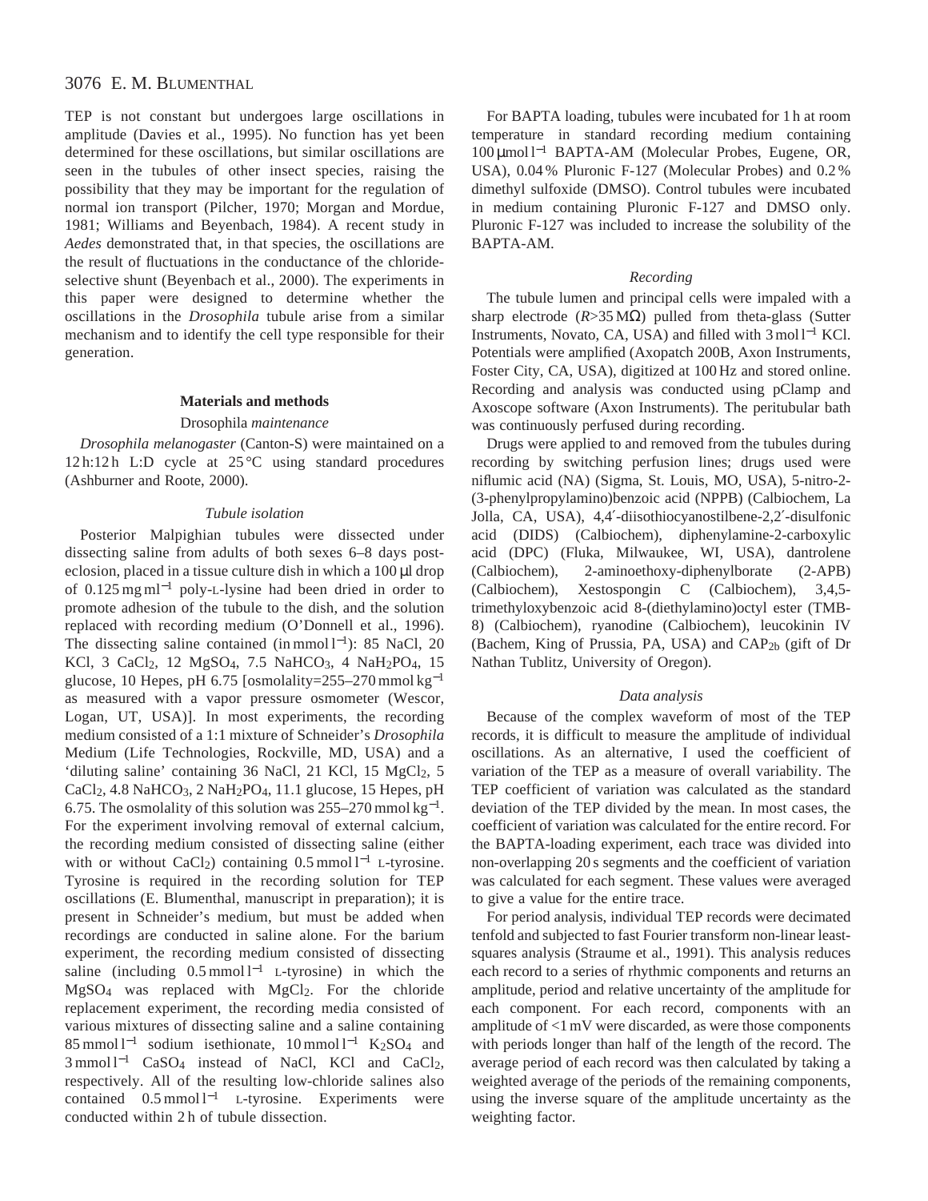TEP is not constant but undergoes large oscillations in amplitude (Davies et al., 1995). No function has yet been determined for these oscillations, but similar oscillations are seen in the tubules of other insect species, raising the possibility that they may be important for the regulation of normal ion transport (Pilcher, 1970; Morgan and Mordue, 1981; Williams and Beyenbach, 1984). A recent study in *Aedes* demonstrated that, in that species, the oscillations are the result of fluctuations in the conductance of the chloride-selective shunt (Beyenbach et al., 2000). The experiments in this paper were designed to determine whether the oscillations in the *Drosophila* tubule arise from a similar mechanism and to identify the cell type responsible for their generation.

## Materials and methods

### *Drosophila* maintenance

*Drosophila melanogaster* (Canton-S) were maintained on a 12 h:12 h L:D cycle at 25 °C using standard procedures (Ashburner and Roote, 2000).

### *Tubule isolation*

Posterior Malpighian tubules were dissected under dissecting saline from adults of both sexes 6–8 days post-eclosion, placed in a tissue culture dish in which a 100 μl drop of 0.125 mg ml$^{-1}$ poly-L-lysine had been dried in order to promote adhesion of the tubule to the dish, and the solution replaced with recording medium (O'Donnell et al., 1996). The dissecting saline contained (in mmol l$^{-1}$): 85 NaCl, 20 KCl, 3 $CaCl_2$, 12 $MgSO_4$, 7.5 $NaHCO_3$, 4 $NaH_2PO_4$, 15 glucose, 10 Hepes, pH 6.75 [osmolality=255–270 mmol kg$^{-1}$ as measured with a vapor pressure osmometer (Wescor, Logan, UT, USA)]. In most experiments, the recording medium consisted of a 1:1 mixture of Schneider's *Drosophila* Medium (Life Technologies, Rockville, MD, USA) and a 'diluting saline' containing 36 NaCl, 21 KCl, 15 $MgCl_2$, 5 $CaCl_2$, 4.8 $NaHCO_3$, 2 $NaH_2PO_4$, 11.1 glucose, 15 Hepes, pH 6.75. The osmolality of this solution was 255–270 mmol kg$^{-1}$. For the experiment involving removal of external calcium, the recording medium consisted of dissecting saline (either with or without $CaCl_2$) containing 0.5 mmol l$^{-1}$ L-tyrosine. Tyrosine is required in the recording solution for TEP oscillations (E. Blumenthal, manuscript in preparation); it is present in Schneider's medium, but must be added when recordings are conducted in saline alone. For the barium experiment, the recording medium consisted of dissecting saline (including 0.5 mmol l$^{-1}$ L-tyrosine) in which the $MgSO_4$ was replaced with $MgCl_2$. For the chloride replacement experiment, the recording media consisted of various mixtures of dissecting saline and a saline containing 85 mmol l$^{-1}$ sodium isethionate, 10 mmol l$^{-1}$ $K_2SO_4$ and 3 mmol l$^{-1}$ $CaSO_4$ instead of NaCl, KCl and $CaCl_2$, respectively. All of the resulting low-chloride salines also contained 0.5 mmol l$^{-1}$ L-tyrosine. Experiments were conducted within 2 h of tubule dissection.

For BAPTA loading, tubules were incubated for 1 h at room temperature in standard recording medium containing 100 μmol l$^{-1}$ BAPTA-AM (Molecular Probes, Eugene, OR, USA), 0.04 % Pluronic F-127 (Molecular Probes) and 0.2 % dimethyl sulfoxide (DMSO). Control tubules were incubated in medium containing Pluronic F-127 and DMSO only. Pluronic F-127 was included to increase the solubility of the BAPTA-AM.

### *Recording*

The tubule lumen and principal cells were impaled with a sharp electrode ($R$>35 MΩ) pulled from theta-glass (Sutter Instruments, Novato, CA, USA) and filled with 3 mol l$^{-1}$ KCl. Potentials were amplified (Axopatch 200B, Axon Instruments, Foster City, CA, USA), digitized at 100 Hz and stored online. Recording and analysis was conducted using pClamp and Axoscope software (Axon Instruments). The peritubular bath was continuously perfused during recording.

Drugs were applied to and removed from the tubules during recording by switching perfusion lines; drugs used were niflumic acid (NA) (Sigma, St. Louis, MO, USA), 5-nitro-2-(3-phenylpropylamino)benzoic acid (NPPB) (Calbiochem, La Jolla, CA, USA), 4,4′-diisothiocyanostilbene-2,2′-disulfonic acid (DIDS) (Calbiochem), diphenylamine-2-carboxylic acid (DPC) (Fluka, Milwaukee, WI, USA), dantrolene (Calbiochem), 2-aminoethoxy-diphenylborate (2-APB) (Calbiochem), Xestospongin C (Calbiochem), 3,4,5-trimethyloxybenzoic acid 8-(diethylamino)octyl ester (TMB-8) (Calbiochem), ryanodine (Calbiochem), leucokinin IV (Bachem, King of Prussia, PA, USA) and $CAP_{2b}$ (gift of Dr Nathan Tublitz, University of Oregon).

### *Data analysis*

Because of the complex waveform of most of the TEP records, it is difficult to measure the amplitude of individual oscillations. As an alternative, I used the coefficient of variation of the TEP as a measure of overall variability. The TEP coefficient of variation was calculated as the standard deviation of the TEP divided by the mean. In most cases, the coefficient of variation was calculated for the entire record. For the BAPTA-loading experiment, each trace was divided into non-overlapping 20 s segments and the coefficient of variation was calculated for each segment. These values were averaged to give a value for the entire trace.

For period analysis, individual TEP records were decimated tenfold and subjected to fast Fourier transform non-linear least-squares analysis (Straume et al., 1991). This analysis reduces each record to a series of rhythmic components and returns an amplitude, period and relative uncertainty of the amplitude for each component. For each record, components with an amplitude of <1 mV were discarded, as were those components with periods longer than half of the length of the record. The average period of each record was then calculated by taking a weighted average of the periods of the remaining components, using the inverse square of the amplitude uncertainty as the weighting factor.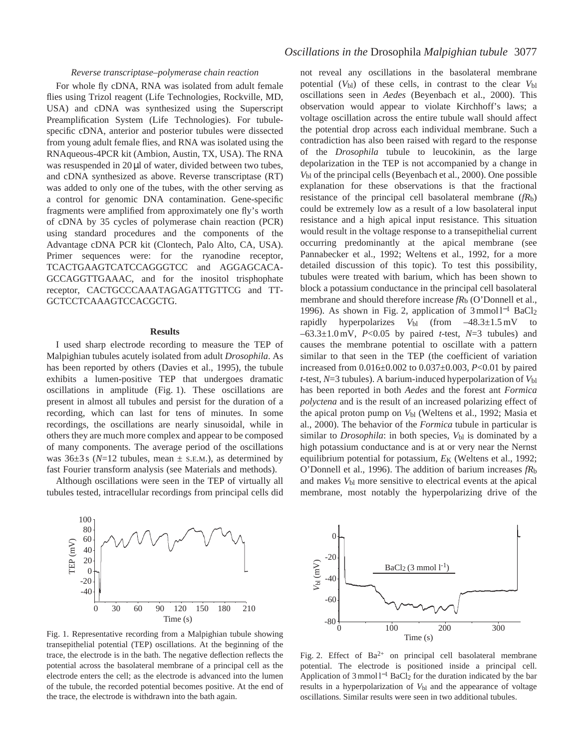*Reverse transcriptase–polymerase chain reaction*

For whole fly cDNA, RNA was isolated from adult female flies using Trizol reagent (Life Technologies, Rockville, MD, USA) and cDNA was synthesized using the Superscript Preamplification System (Life Technologies). For tubule-specific cDNA, anterior and posterior tubules were dissected from young adult female flies, and RNA was isolated using the RNAqueous-4PCR kit (Ambion, Austin, TX, USA). The RNA was resuspended in 20 μl of water, divided between two tubes, and cDNA synthesized as above. Reverse transcriptase (RT) was added to only one of the tubes, with the other serving as a control for genomic DNA contamination. Gene-specific fragments were amplified from approximately one fly's worth of cDNA by 35 cycles of polymerase chain reaction (PCR) using standard procedures and the components of the Advantage cDNA PCR kit (Clontech, Palo Alto, CA, USA). Primer sequences were: for the ryanodine receptor, TCACTGAAGTCATCCAGGGTCC and AGGAGCACA-GCCAGGTTGAAAC, and for the inositol trisphophate receptor, CACTGCCCAAATAGAGATTGTTCG and TT-GCTCCTCAAAGTCCACGCTG.

## Results

I used sharp electrode recording to measure the TEP of Malpighian tubules acutely isolated from adult *Drosophila*. As has been reported by others (Davies et al., 1995), the tubule exhibits a lumen-positive TEP that undergoes dramatic oscillations in amplitude (Fig. 1). These oscillations are present in almost all tubules and persist for the duration of a recording, which can last for tens of minutes. In some recordings, the oscillations are nearly sinusoidal, while in others they are much more complex and appear to be composed of many components. The average period of the oscillations was 36±3 s ($N$=12 tubules, mean ± S.E.M.), as determined by fast Fourier transform analysis (see Materials and methods).

Although oscillations were seen in the TEP of virtually all tubules tested, intracellular recordings from principal cells did not reveal any oscillations in the basolateral membrane potential ($V_{bl}$) of these cells, in contrast to the clear $V_{bl}$ oscillations seen in *Aedes* (Beyenbach et al., 2000). This observation would appear to violate Kirchhoff's laws; a voltage oscillation across the entire tubule wall should affect the potential drop across each individual membrane. Such a contradiction has also been raised with regard to the response of the *Drosophila* tubule to leucokinin, as the large depolarization in the TEP is not accompanied by a change in $V_{bl}$ of the principal cells (Beyenbach et al., 2000). One possible explanation for these observations is that the fractional resistance of the principal cell basolateral membrane ($fR_b$) could be extremely low as a result of a low basolateral input resistance and a high apical input resistance. This situation would result in the voltage response to a transepithelial current occurring predominantly at the apical membrane (see Pannabecker et al., 1992; Weltens et al., 1992, for a more detailed discussion of this topic). To test this possibility, tubules were treated with barium, which has been shown to block a potassium conductance in the principal cell basolateral membrane and should therefore increase $fR_b$ (O'Donnell et al., 1996). As shown in Fig. 2, application of 3 mmol l$^{-1}$ $BaCl_2$ rapidly hyperpolarizes $V_{bl}$ (from –48.3±1.5 mV to –63.3±1.0 mV, $P$<0.05 by paired $t$-test, $N$=3 tubules) and causes the membrane potential to oscillate with a pattern similar to that seen in the TEP (the coefficient of variation increased from 0.016±0.002 to 0.037±0.003, $P$<0.01 by paired $t$-test, $N$=3 tubules). A barium-induced hyperpolarization of $V_{bl}$ has been reported in both *Aedes* and the forest ant *Formica polyctena* and is the result of an increased polarizing effect of the apical proton pump on $V_{bl}$ (Weltens et al., 1992; Masia et al., 2000). The behavior of the *Formica* tubule in particular is similar to *Drosophila*: in both species, $V_{bl}$ is dominated by a high potassium conductance and is at or very near the Nernst equilibrium potential for potassium, $E_K$ (Weltens et al., 1992; O'Donnell et al., 1996). The addition of barium increases $fR_b$ and makes $V_{bl}$ more sensitive to electrical events at the apical membrane, most notably the hyperpolarizing drive of the

Fig. 1. Representative recording from a Malpighian tubule showing transepithelial potential (TEP) oscillations. At the beginning of the trace, the electrode is in the bath. The negative deflection reflects the potential across the basolateral membrane of a principal cell as the electrode enters the cell; as the electrode is advanced into the lumen of the tubule, the recorded potential becomes positive. At the end of the trace, the electrode is withdrawn into the bath again.

Fig. 2. Effect of $Ba^{2+}$ on principal cell basolateral membrane potential. The electrode is positioned inside a principal cell. Application of 3 mmol l$^{-1}$ $BaCl_2$ for the duration indicated by the bar results in a hyperpolarization of $V_{bl}$ and the appearance of voltage oscillations. Similar results were seen in two additional tubules.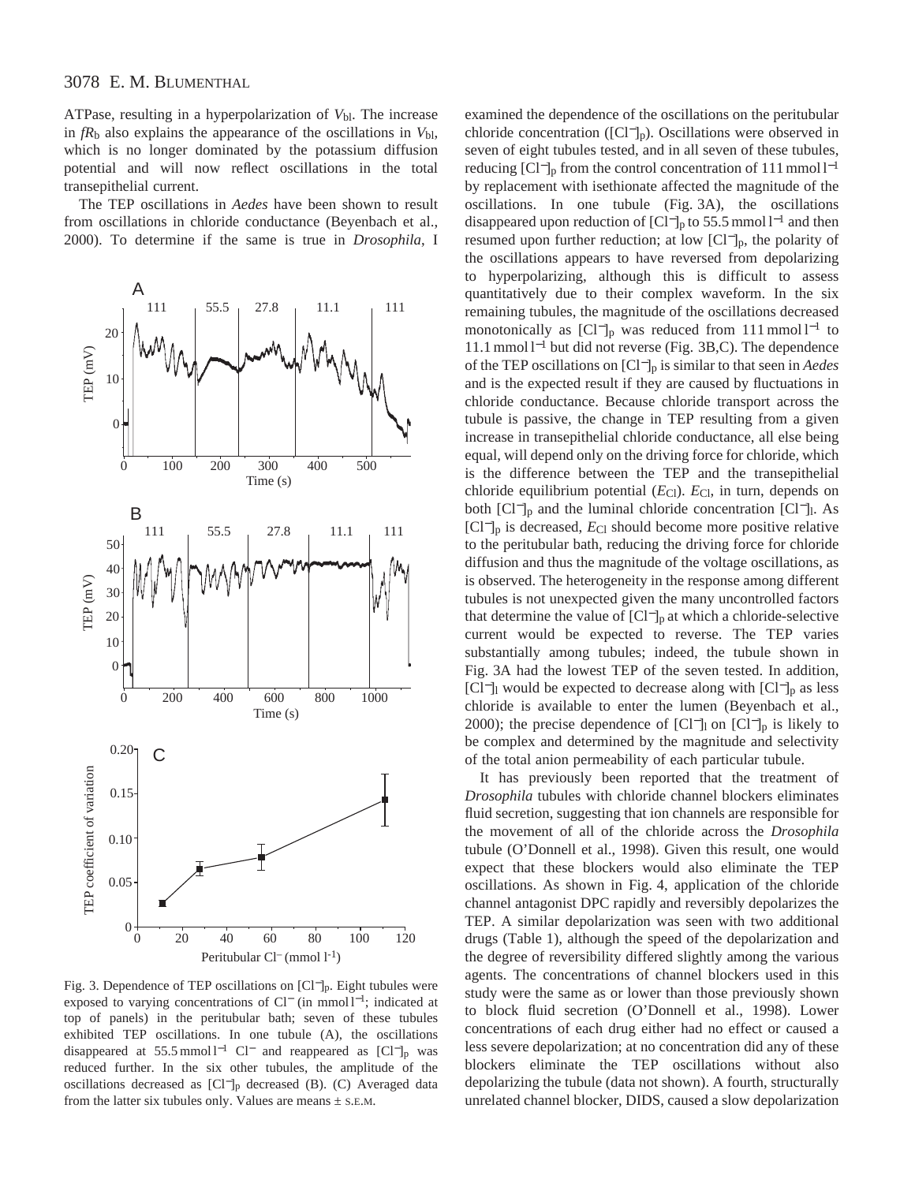ATPase, resulting in a hyperpolarization of $V_{bl}$. The increase in $fR_b$ also explains the appearance of the oscillations in $V_{bl}$, which is no longer dominated by the potassium diffusion potential and will now reflect oscillations in the total transepithelial current.

The TEP oscillations in *Aedes* have been shown to result from oscillations in chloride conductance (Beyenbach et al., 2000). To determine if the same is true in *Drosophila*, I examined the dependence of the oscillations on the peritubular chloride concentration ($[Cl^-]_p$). Oscillations were observed in seven of eight tubules tested, and in all seven of these tubules, reducing $[Cl^-]_p$ from the control concentration of 111 mmol l$^{-1}$ by replacement with isethionate affected the magnitude of the oscillations. In one tubule (Fig. 3A), the oscillations disappeared upon reduction of $[Cl^-]_p$ to 55.5 mmol l$^{-1}$ and then resumed upon further reduction; at low $[Cl^-]_p$, the polarity of the oscillations appears to have reversed from depolarizing to hyperpolarizing, although this is difficult to assess quantitatively due to their complex waveform. In the six remaining tubules, the magnitude of the oscillations decreased monotonically as $[Cl^-]_p$ was reduced from 111 mmol l$^{-1}$ to 11.1 mmol l$^{-1}$ but did not reverse (Fig. 3B,C). The dependence of the TEP oscillations on $[Cl^-]_p$ is similar to that seen in *Aedes* and is the expected result if they are caused by fluctuations in chloride conductance. Because chloride transport across the tubule is passive, the change in TEP resulting from a given increase in transepithelial chloride conductance, all else being equal, will depend only on the driving force for chloride, which is the difference between the TEP and the transepithelial chloride equilibrium potential ($E_{Cl}$). $E_{Cl}$, in turn, depends on both $[Cl^-]_p$ and the luminal chloride concentration $[Cl^-]_l$. As $[Cl^-]_p$ is decreased, $E_{Cl}$ should become more positive relative to the peritubular bath, reducing the driving force for chloride diffusion and thus the magnitude of the voltage oscillations, as is observed. The heterogeneity in the response among different tubules is not unexpected given the many uncontrolled factors that determine the value of $[Cl^-]_p$ at which a chloride-selective current would be expected to reverse. The TEP varies substantially among tubules; indeed, the tubule shown in Fig. 3A had the lowest TEP of the seven tested. In addition, $[Cl^-]_l$ would be expected to decrease along with $[Cl^-]_p$ as less chloride is available to enter the lumen (Beyenbach et al., 2000); the precise dependence of $[Cl^-]_l$ on $[Cl^-]_p$ is likely to be complex and determined by the magnitude and selectivity of the total anion permeability of each particular tubule.

Fig. 3. Dependence of TEP oscillations on $[Cl^-]_p$. Eight tubules were exposed to varying concentrations of $Cl^-$ (in mmol l$^{-1}$; indicated at top of panels) in the peritubular bath; seven of these tubules exhibited TEP oscillations. In one tubule (A), the oscillations disappeared at 55.5 mmol l$^{-1}$ $Cl^-$ and reappeared as $[Cl^-]_p$ was reduced further. In the six other tubules, the amplitude of the oscillations decreased as $[Cl^-]_p$ decreased (B). (C) Averaged data from the latter six tubules only. Values are means ± S.E.M.

It has previously been reported that the treatment of *Drosophila* tubules with chloride channel blockers eliminates fluid secretion, suggesting that ion channels are responsible for the movement of all of the chloride across the *Drosophila* tubule (O'Donnell et al., 1998). Given this result, one would expect that these blockers would also eliminate the TEP oscillations. As shown in Fig. 4, application of the chloride channel antagonist DPC rapidly and reversibly depolarizes the TEP. A similar depolarization was seen with two additional drugs (Table 1), although the speed of the depolarization and the degree of reversibility differed slightly among the various agents. The concentrations of channel blockers used in this study were the same as or lower than those previously shown to block fluid secretion (O'Donnell et al., 1998). Lower concentrations of each drug either had no effect or caused a less severe depolarization; at no concentration did any of these blockers eliminate the TEP oscillations without also depolarizing the tubule (data not shown). A fourth, structurally unrelated channel blocker, DIDS, caused a slow depolarization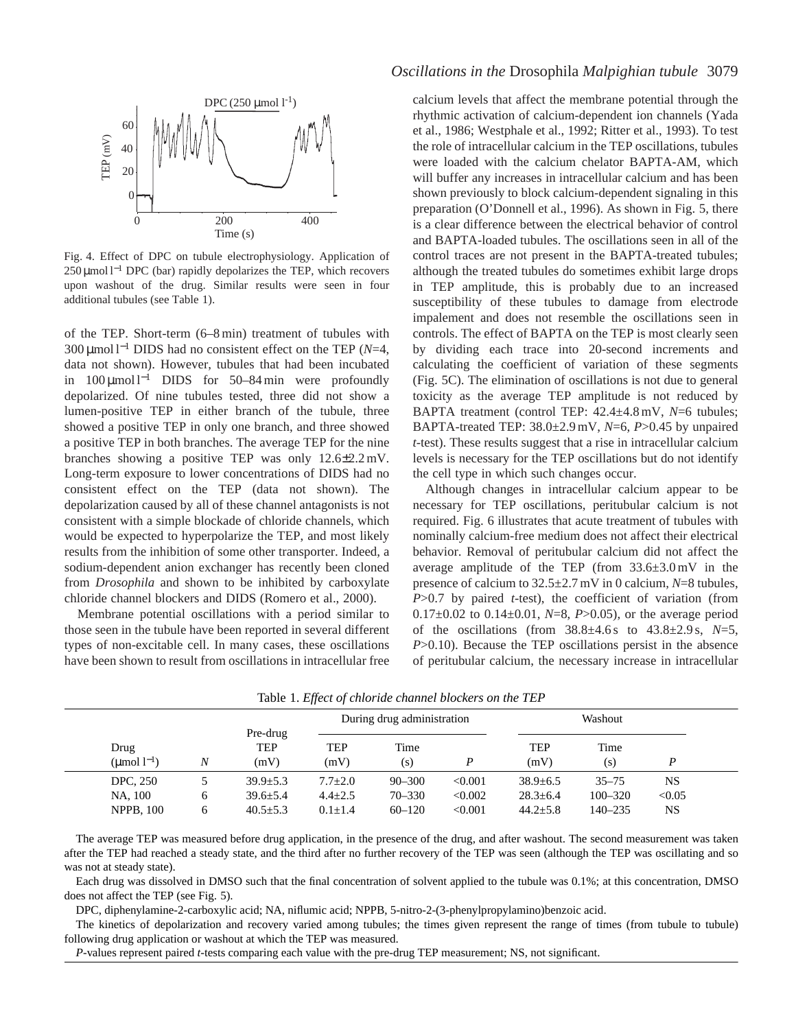Fig. 4. Effect of DPC on tubule electrophysiology. Application of 250 μmol l$^{-1}$ DPC (bar) rapidly depolarizes the TEP, which recovers upon washout of the drug. Similar results were seen in four additional tubules (see Table 1).

of the TEP. Short-term (6–8 min) treatment of tubules with 300 μmol l$^{-1}$ DIDS had no consistent effect on the TEP ($N$=4, data not shown). However, tubules that had been incubated in 100 μmol l$^{-1}$ DIDS for 50–84 min were profoundly depolarized. Of nine tubules tested, three did not show a lumen-positive TEP in either branch of the tubule, three showed a positive TEP in only one branch, and three showed a positive TEP in both branches. The average TEP for the nine branches showing a positive TEP was only 12.6±2.2 mV. Long-term exposure to lower concentrations of DIDS had no consistent effect on the TEP (data not shown). The depolarization caused by all of these channel antagonists is not consistent with a simple blockade of chloride channels, which would be expected to hyperpolarize the TEP, and most likely results from the inhibition of some other transporter. Indeed, a sodium-dependent anion exchanger has recently been cloned from *Drosophila* and shown to be inhibited by carboxylate chloride channel blockers and DIDS (Romero et al., 2000).

Membrane potential oscillations with a period similar to those seen in the tubule have been reported in several different types of non-excitable cell. In many cases, these oscillations have been shown to result from oscillations in intracellular free calcium levels that affect the membrane potential through the rhythmic activation of calcium-dependent ion channels (Yada et al., 1986; Westphale et al., 1992; Ritter et al., 1993). To test the role of intracellular calcium in the TEP oscillations, tubules were loaded with the calcium chelator BAPTA-AM, which will buffer any increases in intracellular calcium and has been shown previously to block calcium-dependent signaling in this preparation (O'Donnell et al., 1996). As shown in Fig. 5, there is a clear difference between the electrical behavior of control and BAPTA-loaded tubules. The oscillations seen in all of the control traces are not present in the BAPTA-treated tubules; although the treated tubules do sometimes exhibit large drops in TEP amplitude, this is probably due to an increased susceptibility of these tubules to damage from electrode impalement and does not resemble the oscillations seen in controls. The effect of BAPTA on the TEP is most clearly seen by dividing each trace into 20-second increments and calculating the coefficient of variation of these segments (Fig. 5C). The elimination of oscillations is not due to general toxicity as the average TEP amplitude is not reduced by BAPTA treatment (control TEP: 42.4±4.8 mV, $N$=6 tubules; BAPTA-treated TEP: 38.0±2.9 mV, $N$=6, $P$>0.45 by unpaired $t$-test). These results suggest that a rise in intracellular calcium levels is necessary for the TEP oscillations but do not identify the cell type in which such changes occur.

Although changes in intracellular calcium appear to be necessary for TEP oscillations, peritubular calcium is not required. Fig. 6 illustrates that acute treatment of tubules with nominally calcium-free medium does not affect their electrical behavior. Removal of peritubular calcium did not affect the average amplitude of the TEP (from 33.6±3.0 mV in the presence of calcium to 32.5±2.7 mV in 0 calcium, $N$=8 tubules, $P$>0.7 by paired $t$-test), the coefficient of variation (from 0.17±0.02 to 0.14±0.01, $N$=8, $P$>0.05), or the average period of the oscillations (from 38.8±4.6 s to 43.8±2.9 s, $N$=5, $P$>0.10). Because the TEP oscillations persist in the absence of peritubular calcium, the necessary increase in intracellular

Table 1. *Effect of chloride channel blockers on the TEP*

| Drug (μmol l$^{-1}$) | $N$ | Pre-drug TEP (mV) | During drug administration: TEP (mV) | Time (s) | $P$ | Washout: TEP (mV) | Time (s) | $P$ |
|---|---|---|---|---|---|---|---|---|
| DPC, 250 | 5 | 39.9±5.3 | 7.7±2.0 | 90–300 | <0.001 | 38.9±6.5 | 35–75 | NS |
| NA, 100 | 6 | 39.6±5.4 | 4.4±2.5 | 70–330 | <0.002 | 28.3±6.4 | 100–320 | <0.05 |
| NPPB, 100 | 6 | 40.5±5.3 | 0.1±1.4 | 60–120 | <0.001 | 44.2±5.8 | 140–235 | NS |

The average TEP was measured before drug application, in the presence of the drug, and after washout. The second measurement was taken after the TEP had reached a steady state, and the third after no further recovery of the TEP was seen (although the TEP was oscillating and so was not at steady state).

Each drug was dissolved in DMSO such that the final concentration of solvent applied to the tubule was 0.1%; at this concentration, DMSO does not affect the TEP (see Fig. 5).

DPC, diphenylamine-2-carboxylic acid; NA, niflumic acid; NPPB, 5-nitro-2-(3-phenylpropylamino)benzoic acid.

The kinetics of depolarization and recovery varied among tubules; the times given represent the range of times (from tubule to tubule) following drug application or washout at which the TEP was measured.

$P$-values represent paired $t$-tests comparing each value with the pre-drug TEP measurement; NS, not significant.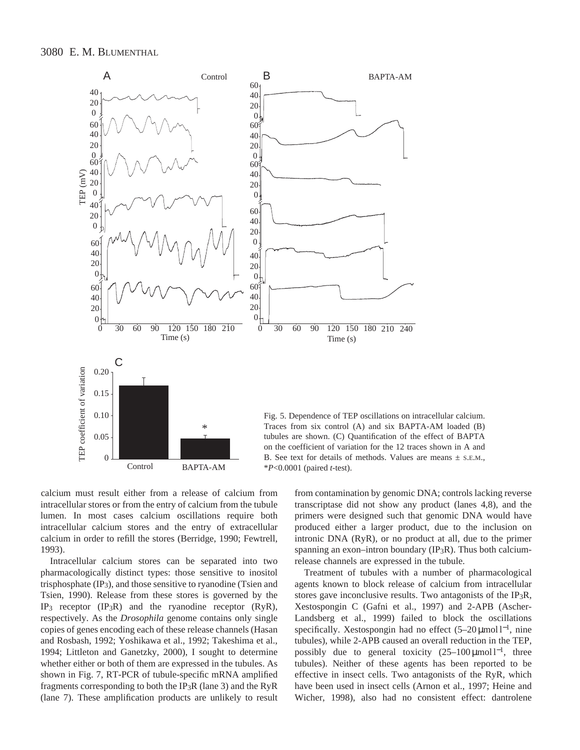Fig. 5. Dependence of TEP oscillations on intracellular calcium. Traces from six control (A) and six BAPTA-AM loaded (B) tubules are shown. (C) Quantification of the effect of BAPTA on the coefficient of variation for the 12 traces shown in A and B. See text for details of methods. Values are means ± S.E.M., *$P$<0.0001 (paired $t$-test).

calcium must result either from a release of calcium from intracellular stores or from the entry of calcium from the tubule lumen. In most cases calcium oscillations require both intracellular calcium stores and the entry of extracellular calcium in order to refill the stores (Berridge, 1990; Fewtrell, 1993).

Intracellular calcium stores can be separated into two pharmacologically distinct types: those sensitive to inositol trisphosphate ($IP_3$), and those sensitive to ryanodine (Tsien and Tsien, 1990). Release from these stores is governed by the $IP_3$ receptor ($IP_3R$) and the ryanodine receptor (RyR), respectively. As the *Drosophila* genome contains only single copies of genes encoding each of these release channels (Hasan and Rosbash, 1992; Yoshikawa et al., 1992; Takeshima et al., 1994; Littleton and Ganetzky, 2000), I sought to determine whether either or both of them are expressed in the tubules. As shown in Fig. 7, RT-PCR of tubule-specific mRNA amplified fragments corresponding to both the $IP_3R$ (lane 3) and the RyR (lane 7). These amplification products are unlikely to result from contamination by genomic DNA; controls lacking reverse transcriptase did not show any product (lanes 4,8), and the primers were designed such that genomic DNA would have produced either a larger product, due to the inclusion on intronic DNA (RyR), or no product at all, due to the primer spanning an exon–intron boundary ($IP_3R$). Thus both calcium-release channels are expressed in the tubule.

Treatment of tubules with a number of pharmacological agents known to block release of calcium from intracellular stores gave inconclusive results. Two antagonists of the $IP_3R$, Xestospongin C (Gafni et al., 1997) and 2-APB (Ascher-Landsberg et al., 1999) failed to block the oscillations specifically. Xestospongin had no effect (5–20 μmol $l^{-1}$, nine tubules), while 2-APB caused an overall reduction in the TEP, possibly due to general toxicity (25–100 μmol $l^{-1}$, three tubules). Neither of these agents has been reported to be effective in insect cells. Two antagonists of the RyR, which have been used in insect cells (Arnon et al., 1997; Heine and Wicher, 1998), also had no consistent effect: dantrolene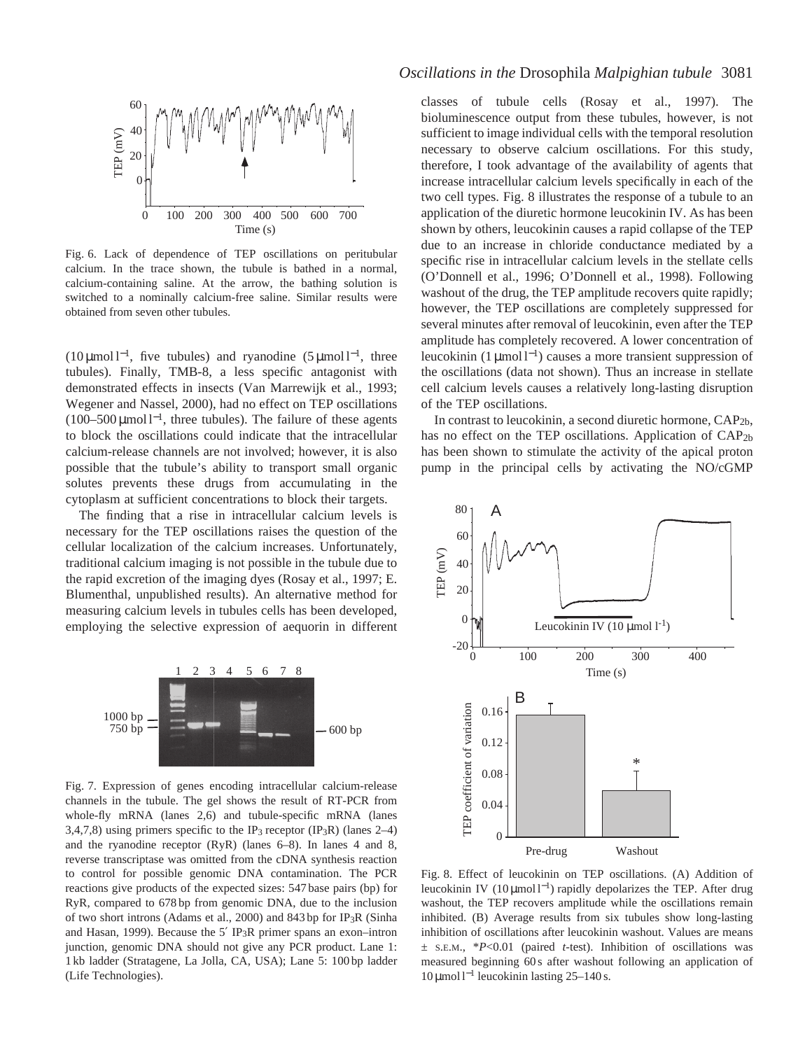Fig. 6. Lack of dependence of TEP oscillations on peritubular calcium. In the trace shown, the tubule is bathed in a normal, calcium-containing saline. At the arrow, the bathing solution is switched to a nominally calcium-free saline. Similar results were obtained from seven other tubules.

(10 μmol l$^{-1}$, five tubules) and ryanodine (5 μmol l$^{-1}$, three tubules). Finally, TMB-8, a less specific antagonist with demonstrated effects in insects (Van Marrewijk et al., 1993; Wegener and Nassel, 2000), had no effect on TEP oscillations (100–500 μmol l$^{-1}$, three tubules). The failure of these agents to block the oscillations could indicate that the intracellular calcium-release channels are not involved; however, it is also possible that the tubule's ability to transport small organic solutes prevents these drugs from accumulating in the cytoplasm at sufficient concentrations to block their targets.

The finding that a rise in intracellular calcium levels is necessary for the TEP oscillations raises the question of the cellular localization of the calcium increases. Unfortunately, traditional calcium imaging is not possible in the tubule due to the rapid excretion of the imaging dyes (Rosay et al., 1997; E. Blumenthal, unpublished results). An alternative method for measuring calcium levels in tubules cells has been developed, employing the selective expression of aequorin in different classes of tubule cells (Rosay et al., 1997). The bioluminescence output from these tubules, however, is not sufficient to image individual cells with the temporal resolution necessary to observe calcium oscillations. For this study, therefore, I took advantage of the availability of agents that increase intracellular calcium levels specifically in each of the two cell types. Fig. 8 illustrates the response of a tubule to an application of the diuretic hormone leucokinin IV. As has been shown by others, leucokinin causes a rapid collapse of the TEP due to an increase in chloride conductance mediated by a specific rise in intracellular calcium levels in the stellate cells (O'Donnell et al., 1996; O'Donnell et al., 1998). Following washout of the drug, the TEP amplitude recovers quite rapidly; however, the TEP oscillations are completely suppressed for several minutes after removal of leucokinin, even after the TEP amplitude has completely recovered. A lower concentration of leucokinin (1 μmol l$^{-1}$) causes a more transient suppression of the oscillations (data not shown). Thus an increase in stellate cell calcium levels causes a relatively long-lasting disruption of the TEP oscillations.

In contrast to leucokinin, a second diuretic hormone, $CAP_{2b}$, has no effect on the TEP oscillations. Application of $CAP_{2b}$ has been shown to stimulate the activity of the apical proton pump in the principal cells by activating the NO/cGMP

Fig. 7. Expression of genes encoding intracellular calcium-release channels in the tubule. The gel shows the result of RT-PCR from whole-fly mRNA (lanes 2,6) and tubule-specific mRNA (lanes 3,4,7,8) using primers specific to the $IP_3$ receptor ($IP_3R$) (lanes 2–4) and the ryanodine receptor (RyR) (lanes 6–8). In lanes 4 and 8, reverse transcriptase was omitted from the cDNA synthesis reaction to control for possible genomic DNA contamination. The PCR reactions give products of the expected sizes: 547 base pairs (bp) for RyR, compared to 678 bp from genomic DNA, due to the inclusion of two short introns (Adams et al., 2000) and 843 bp for $IP_3R$ (Sinha and Hasan, 1999). Because the 5′ $IP_3R$ primer spans an exon–intron junction, genomic DNA should not give any PCR product. Lane 1: 1 kb ladder (Stratagene, La Jolla, CA, USA); Lane 5: 100 bp ladder (Life Technologies).

Fig. 8. Effect of leucokinin on TEP oscillations. (A) Addition of leucokinin IV (10 μmol l$^{-1}$) rapidly depolarizes the TEP. After drug washout, the TEP recovers amplitude while the oscillations remain inhibited. (B) Average results from six tubules show long-lasting inhibition of oscillations after leucokinin washout. Values are means ± S.E.M., \*$P<0.01$ (paired $t$-test). Inhibition of oscillations was measured beginning 60 s after washout following an application of 10 μmol l$^{-1}$ leucokinin lasting 25–140 s.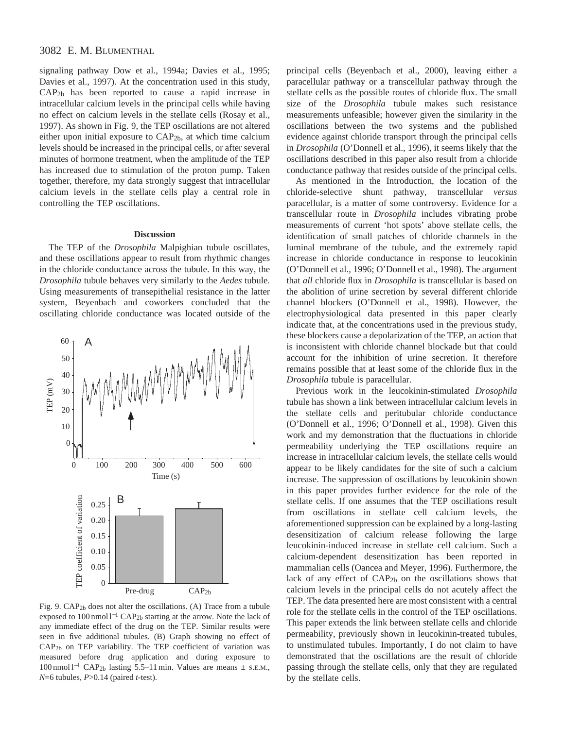signaling pathway Dow et al., 1994a; Davies et al., 1995; Davies et al., 1997). At the concentration used in this study, $CAP_{2b}$ has been reported to cause a rapid increase in intracellular calcium levels in the principal cells while having no effect on calcium levels in the stellate cells (Rosay et al., 1997). As shown in Fig. 9, the TEP oscillations are not altered either upon initial exposure to $CAP_{2b}$, at which time calcium levels should be increased in the principal cells, or after several minutes of hormone treatment, when the amplitude of the TEP has increased due to stimulation of the proton pump. Taken together, therefore, my data strongly suggest that intracellular calcium levels in the stellate cells play a central role in controlling the TEP oscillations.

## Discussion

The TEP of the *Drosophila* Malpighian tubule oscillates, and these oscillations appear to result from rhythmic changes in the chloride conductance across the tubule. In this way, the *Drosophila* tubule behaves very similarly to the *Aedes* tubule. Using measurements of transepithelial resistance in the latter system, Beyenbach and coworkers concluded that the oscillating chloride conductance was located outside of the principal cells (Beyenbach et al., 2000), leaving either a paracellular pathway or a transcellular pathway through the stellate cells as the possible routes of chloride flux. The small size of the *Drosophila* tubule makes such resistance measurements unfeasible; however given the similarity in the oscillations between the two systems and the published evidence against chloride transport through the principal cells in *Drosophila* (O'Donnell et al., 1996), it seems likely that the oscillations described in this paper also result from a chloride conductance pathway that resides outside of the principal cells.

As mentioned in the Introduction, the location of the chloride-selective shunt pathway, transcellular *versus* paracellular, is a matter of some controversy. Evidence for a transcellular route in *Drosophila* includes vibrating probe measurements of current 'hot spots' above stellate cells, the identification of small patches of chloride channels in the luminal membrane of the tubule, and the extremely rapid increase in chloride conductance in response to leucokinin (O'Donnell et al., 1996; O'Donnell et al., 1998). The argument that *all* chloride flux in *Drosophila* is transcellular is based on the abolition of urine secretion by several different chloride channel blockers (O'Donnell et al., 1998). However, the electrophysiological data presented in this paper clearly indicate that, at the concentrations used in the previous study, these blockers cause a depolarization of the TEP, an action that is inconsistent with chloride channel blockade but that could account for the inhibition of urine secretion. It therefore remains possible that at least some of the chloride flux in the *Drosophila* tubule is paracellular.

Previous work in the leucokinin-stimulated *Drosophila* tubule has shown a link between intracellular calcium levels in the stellate cells and peritubular chloride conductance (O'Donnell et al., 1996; O'Donnell et al., 1998). Given this work and my demonstration that the fluctuations in chloride permeability underlying the TEP oscillations require an increase in intracellular calcium levels, the stellate cells would appear to be likely candidates for the site of such a calcium increase. The suppression of oscillations by leucokinin shown in this paper provides further evidence for the role of the stellate cells. If one assumes that the TEP oscillations result from oscillations in stellate cell calcium levels, the aforementioned suppression can be explained by a long-lasting desensitization of calcium release following the large leucokinin-induced increase in stellate cell calcium. Such a calcium-dependent desensitization has been reported in mammalian cells (Oancea and Meyer, 1996). Furthermore, the lack of any effect of $CAP_{2b}$ on the oscillations shows that calcium levels in the principal cells do not acutely affect the TEP. The data presented here are most consistent with a central role for the stellate cells in the control of the TEP oscillations. This paper extends the link between stellate cells and chloride permeability, previously shown in leucokinin-treated tubules, to unstimulated tubules. Importantly, I do not claim to have demonstrated that the oscillations are the result of chloride passing through the stellate cells, only that they are regulated by the stellate cells.

Fig. 9. $CAP_{2b}$ does not alter the oscillations. (A) Trace from a tubule exposed to 100 nmol l$^{-1}$ $CAP_{2b}$ starting at the arrow. Note the lack of any immediate effect of the drug on the TEP. Similar results were seen in five additional tubules. (B) Graph showing no effect of $CAP_{2b}$ on TEP variability. The TEP coefficient of variation was measured before drug application and during exposure to 100 nmol l$^{-1}$ $CAP_{2b}$ lasting 5.5–11 min. Values are means ± S.E.M., $N$=6 tubules, $P$>0.14 (paired $t$-test).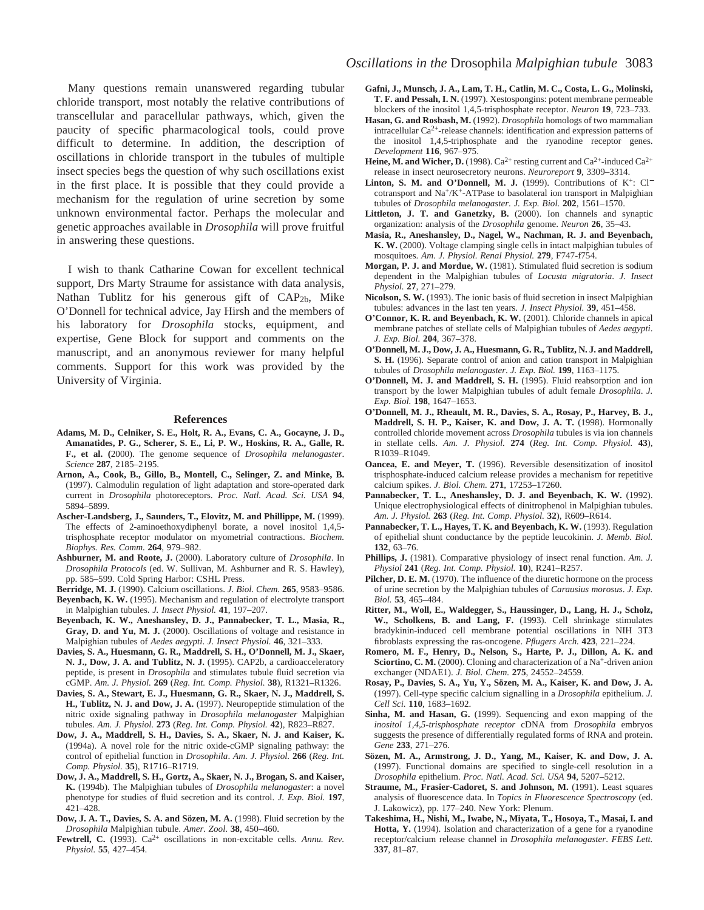Many questions remain unanswered regarding tubular chloride transport, most notably the relative contributions of transcellular and paracellular pathways, which, given the paucity of specific pharmacological tools, could prove difficult to determine. In addition, the description of oscillations in chloride transport in the tubules of multiple insect species begs the question of why such oscillations exist in the first place. It is possible that they could provide a mechanism for the regulation of urine secretion by some unknown environmental factor. Perhaps the molecular and genetic approaches available in *Drosophila* will prove fruitful in answering these questions.

I wish to thank Catharine Cowan for excellent technical support, Drs Marty Straume for assistance with data analysis, Nathan Tublitz for his generous gift of $CAP_{2b}$, Mike O'Donnell for technical advice, Jay Hirsh and the members of his laboratory for *Drosophila* stocks, equipment, and expertise, Gene Block for support and comments on the manuscript, and an anonymous reviewer for many helpful comments. Support for this work was provided by the University of Virginia.

## References

**Adams, M. D., Celniker, S. E., Holt, R. A., Evans, C. A., Gocayne, J. D., Amanatides, P. G., Scherer, S. E., Li, P. W., Hoskins, R. A., Galle, R. F., et al. (**2000). The genome sequence of *Drosophila melanogaster*. *Science* **287**, 2185–2195.

**Arnon, A., Cook, B., Gillo, B., Montell, C., Selinger, Z. and Minke, B.** (1997). Calmodulin regulation of light adaptation and store-operated dark current in *Drosophila* photoreceptors. *Proc. Natl. Acad. Sci. USA* **94**, 5894–5899.

**Ascher-Landsberg, J., Saunders, T., Elovitz, M. and Phillippe, M.** (1999). The effects of 2-aminoethoxydiphenyl borate, a novel inositol 1,4,5-trisphosphate receptor modulator on myometrial contractions. *Biochem. Biophys. Res. Comm.* **264**, 979–982.

**Ashburner, M. and Roote, J.** (2000). Laboratory culture of *Drosophila*. In *Drosophila Protocols* (ed. W. Sullivan, M. Ashburner and R. S. Hawley), pp. 585–599. Cold Spring Harbor: CSHL Press.

**Berridge, M. J.** (1990). Calcium oscillations. *J. Biol. Chem.* **265**, 9583–9586.

**Beyenbach, K. W.** (1995). Mechanism and regulation of electrolyte transport in Malpighian tubules. *J. Insect Physiol.* **41**, 197–207.

**Beyenbach, K. W., Aneshansley, D. J., Pannabecker, T. L., Masia, R., Gray, D. and Yu, M. J.** (2000). Oscillations of voltage and resistance in Malpighian tubules of *Aedes aegypti*. *J. Insect Physiol.* **46**, 321–333.

**Davies, S. A., Huesmann, G. R., Maddrell, S. H., O'Donnell, M. J., Skaer, N. J., Dow, J. A. and Tublitz, N. J.** (1995). CAP2b, a cardioacceleratory peptide, is present in *Drosophila* and stimulates tubule fluid secretion via cGMP. *Am. J. Physiol.* **269** (*Reg. Int. Comp. Physiol.* **38**), R1321–R1326.

**Davies, S. A., Stewart, E. J., Huesmann, G. R., Skaer, N. J., Maddrell, S. H., Tublitz, N. J. and Dow, J. A.** (1997). Neuropeptide stimulation of the nitric oxide signaling pathway in *Drosophila melanogaster* Malpighian tubules. *Am. J. Physiol.* **273** (*Reg. Int. Comp. Physiol.* **42**), R823–R827.

**Dow, J. A., Maddrell, S. H., Davies, S. A., Skaer, N. J. and Kaiser, K.** (1994a). A novel role for the nitric oxide-cGMP signaling pathway: the control of epithelial function in *Drosophila*. *Am. J. Physiol.* **266** (*Reg. Int. Comp. Physiol.* **35**), R1716–R1719.

**Dow, J. A., Maddrell, S. H., Gortz, A., Skaer, N. J., Brogan, S. and Kaiser, K.** (1994b). The Malpighian tubules of *Drosophila melanogaster*: a novel phenotype for studies of fluid secretion and its control. *J. Exp. Biol.* **197**, 421–428.

**Dow, J. A. T., Davies, S. A. and Sözen, M. A.** (1998). Fluid secretion by the *Drosophila* Malpighian tubule. *Amer. Zool.* **38**, 450–460.

**Fewtrell, C.** (1993). $Ca^{2+}$ oscillations in non-excitable cells. *Annu. Rev. Physiol.* **55**, 427–454.

**Gafni, J., Munsch, J. A., Lam, T. H., Catlin, M. C., Costa, L. G., Molinski, T. F. and Pessah, I. N.** (1997). Xestospongins: potent membrane permeable blockers of the inositol 1,4,5-trisphosphate receptor. *Neuron* **19**, 723–733.

**Hasan, G. and Rosbash, M.** (1992). *Drosophila* homologs of two mammalian intracellular $Ca^{2+}$-release channels: identification and expression patterns of the inositol 1,4,5-triphosphate and the ryanodine receptor genes. *Development* **116**, 967–975.

**Heine, M. and Wicher, D.** (1998). $Ca^{2+}$ resting current and $Ca^{2+}$-induced $Ca^{2+}$ release in insect neurosecretory neurons. *Neuroreport* **9**, 3309–3314.

**Linton, S. M. and O'Donnell, M. J.** (1999). Contributions of $K^+$: $Cl^-$ cotransport and $Na^+/K^+$-ATPase to basolateral ion transport in Malpighian tubules of *Drosophila melanogaster*. *J. Exp. Biol.* **202**, 1561–1570.

**Littleton, J. T. and Ganetzky, B.** (2000). Ion channels and synaptic organization: analysis of the *Drosophila* genome. *Neuron* **26**, 35–43.

**Masia, R., Aneshansley, D., Nagel, W., Nachman, R. J. and Beyenbach, K. W.** (2000). Voltage clamping single cells in intact malpighian tubules of mosquitoes. *Am. J. Physiol. Renal Physiol.* **279**, F747-f754.

**Morgan, P. J. and Mordue, W.** (1981). Stimulated fluid secretion is sodium dependent in the Malpighian tubules of *Locusta migratoria*. *J. Insect Physiol.* **27**, 271–279.

**Nicolson, S. W.** (1993). The ionic basis of fluid secretion in insect Malpighian tubules: advances in the last ten years. *J. Insect Physiol.* **39**, 451–458.

**O'Connor, K. R. and Beyenbach, K. W.** (2001). Chloride channels in apical membrane patches of stellate cells of Malpighian tubules of *Aedes aegypti*. *J. Exp. Biol.* **204**, 367–378.

**O'Donnell, M. J., Dow, J. A., Huesmann, G. R., Tublitz, N. J. and Maddrell, S. H.** (1996). Separate control of anion and cation transport in Malpighian tubules of *Drosophila melanogaster*. *J. Exp. Biol.* **199**, 1163–1175.

**O'Donnell, M. J. and Maddrell, S. H.** (1995). Fluid reabsorption and ion transport by the lower Malpighian tubules of adult female *Drosophila*. *J. Exp. Biol.* **198**, 1647–1653.

**O'Donnell, M. J., Rheault, M. R., Davies, S. A., Rosay, P., Harvey, B. J., Maddrell, S. H. P., Kaiser, K. and Dow, J. A. T.** (1998). Hormonally controlled chloride movement across *Drosophila* tubules is via ion channels in stellate cells. *Am. J. Physiol.* **274** (*Reg. Int. Comp. Physiol.* **43**), R1039–R1049.

**Oancea, E. and Meyer, T.** (1996). Reversible desensitization of inositol trisphosphate-induced calcium release provides a mechanism for repetitive calcium spikes. *J. Biol. Chem.* **271**, 17253–17260.

**Pannabecker, T. L., Aneshansley, D. J. and Beyenbach, K. W.** (1992). Unique electrophysiological effects of dinitrophenol in Malpighian tubules. *Am. J. Physiol.* **263** (*Reg. Int. Comp. Physiol.* **32**), R609–R614.

**Pannabecker, T. L., Hayes, T. K. and Beyenbach, K. W.** (1993). Regulation of epithelial shunt conductance by the peptide leucokinin. *J. Memb. Biol.* **132**, 63–76.

**Phillips, J.** (1981). Comparative physiology of insect renal function. *Am. J. Physiol* **241** (*Reg. Int. Comp. Physiol.* **10**), R241–R257.

**Pilcher, D. E. M.** (1970). The influence of the diuretic hormone on the process of urine secretion by the Malpighian tubules of *Carausius morosus*. *J. Exp. Biol.* **53**, 465–484.

**Ritter, M., Woll, E., Waldegger, S., Haussinger, D., Lang, H. J., Scholz, W., Scholkens, B. and Lang, F.** (1993). Cell shrinkage stimulates bradykinin-induced cell membrane potential oscillations in NIH 3T3 fibroblasts expressing the ras-oncogene. *Pflugers Arch.* **423**, 221–224.

**Romero, M. F., Henry, D., Nelson, S., Harte, P. J., Dillon, A. K. and Sciortino, C. M.** (2000). Cloning and characterization of a $Na^+$-driven anion exchanger (NDAE1). *J. Biol. Chem.* **275**, 24552–24559.

**Rosay, P., Davies, S. A., Yu, Y., Sözen, M. A., Kaiser, K. and Dow, J. A.** (1997). Cell-type specific calcium signalling in a *Drosophila* epithelium. *J. Cell Sci.* **110**, 1683–1692.

**Sinha, M. and Hasan, G.** (1999). Sequencing and exon mapping of the *inositol 1,4,5-trisphosphate receptor* cDNA from *Drosophila* embryos suggests the presence of differentially regulated forms of RNA and protein. *Gene* **233**, 271–276.

**Sözen, M. A., Armstrong, J. D., Yang, M., Kaiser, K. and Dow, J. A.** (1997). Functional domains are specified to single-cell resolution in a *Drosophila* epithelium. *Proc. Natl. Acad. Sci. USA* **94**, 5207–5212.

**Straume, M., Frasier-Cadoret, S. and Johnson, M.** (1991). Least squares analysis of fluorescence data. In *Topics in Fluorescence Spectroscopy* (ed. J. Lakowicz), pp. 177–240. New York: Plenum.

**Takeshima, H., Nishi, M., Iwabe, N., Miyata, T., Hosoya, T., Masai, I. and Hotta, Y.** (1994). Isolation and characterization of a gene for a ryanodine receptor/calcium release channel in *Drosophila melanogaster*. *FEBS Lett.* **337**, 81–87.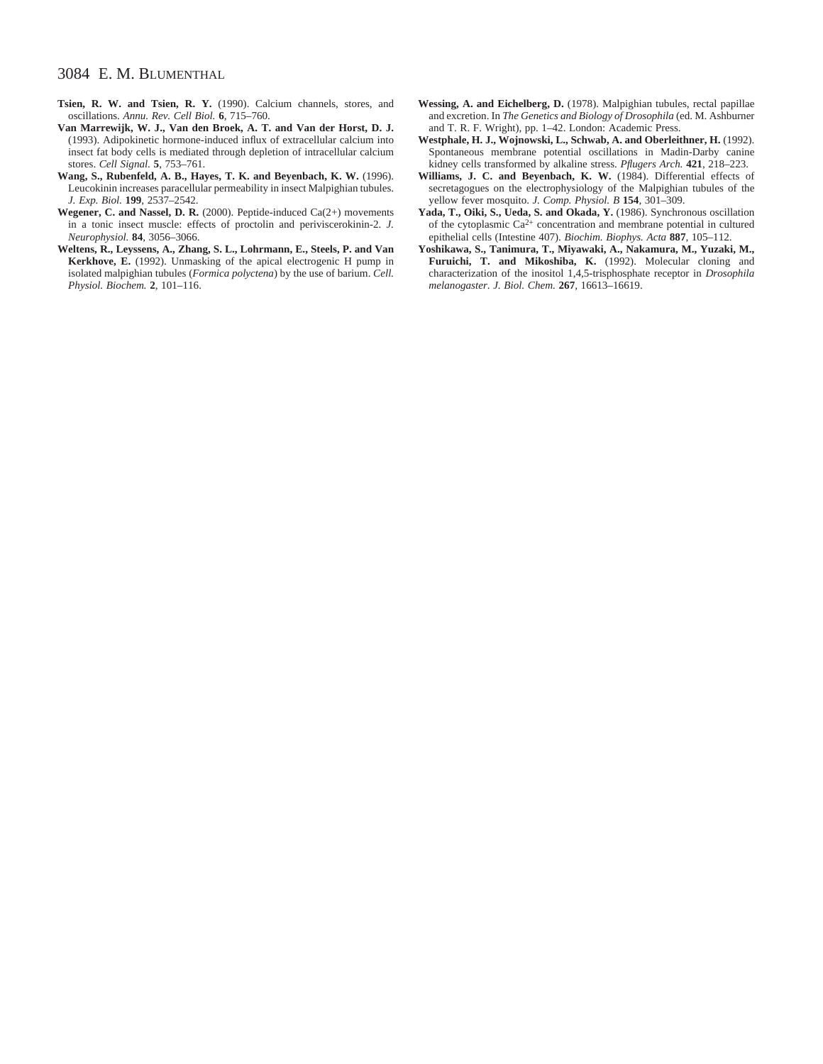**Tsien, R. W. and Tsien, R. Y.** (1990). Calcium channels, stores, and oscillations. *Annu. Rev. Cell Biol.* **6**, 715–760.

**Van Marrewijk, W. J., Van den Broek, A. T. and Van der Horst, D. J.** (1993). Adipokinetic hormone-induced influx of extracellular calcium into insect fat body cells is mediated through depletion of intracellular calcium stores. *Cell Signal.* **5**, 753–761.

**Wang, S., Rubenfeld, A. B., Hayes, T. K. and Beyenbach, K. W.** (1996). Leucokinin increases paracellular permeability in insect Malpighian tubules. *J. Exp. Biol.* **199**, 2537–2542.

**Wegener, C. and Nassel, D. R.** (2000). Peptide-induced Ca(2+) movements in a tonic insect muscle: effects of proctolin and periviscerokinin-2. *J. Neurophysiol.* **84**, 3056–3066.

**Weltens, R., Leyssens, A., Zhang, S. L., Lohrmann, E., Steels, P. and Van Kerkhove, E.** (1992). Unmasking of the apical electrogenic H pump in isolated malpighian tubules (*Formica polyctena*) by the use of barium. *Cell. Physiol. Biochem.* **2**, 101–116.

**Wessing, A. and Eichelberg, D.** (1978). Malpighian tubules, rectal papillae and excretion. In *The Genetics and Biology of Drosophila* (ed. M. Ashburner and T. R. F. Wright), pp. 1–42. London: Academic Press.

**Westphale, H. J., Wojnowski, L., Schwab, A. and Oberleithner, H.** (1992). Spontaneous membrane potential oscillations in Madin-Darby canine kidney cells transformed by alkaline stress. *Pflugers Arch.* **421**, 218–223.

**Williams, J. C. and Beyenbach, K. W.** (1984). Differential effects of secretagogues on the electrophysiology of the Malpighian tubules of the yellow fever mosquito. *J. Comp. Physiol. B* **154**, 301–309.

**Yada, T., Oiki, S., Ueda, S. and Okada, Y.** (1986). Synchronous oscillation of the cytoplasmic $Ca^{2+}$ concentration and membrane potential in cultured epithelial cells (Intestine 407). *Biochim. Biophys. Acta* **887**, 105–112.

**Yoshikawa, S., Tanimura, T., Miyawaki, A., Nakamura, M., Yuzaki, M., Furuichi, T. and Mikoshiba, K.** (1992). Molecular cloning and characterization of the inositol 1,4,5-trisphosphate receptor in *Drosophila melanogaster*. *J. Biol. Chem.* **267**, 16613–16619.